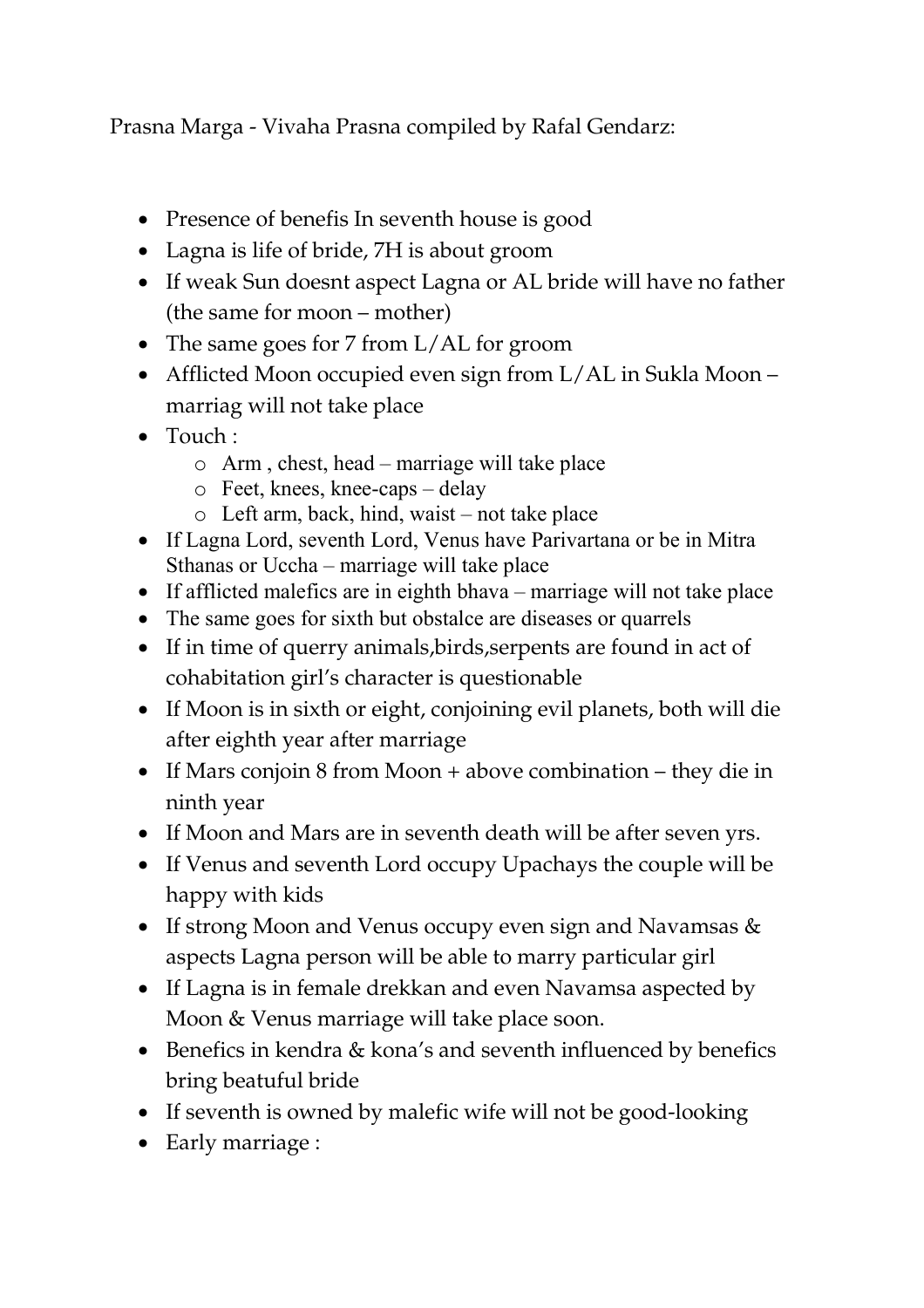Prasna Marga - Vivaha Prasna compiled by Rafal Gendarz:

- Presence of benefis In seventh house is good
- Lagna is life of bride, 7H is about groom
- If weak Sun doesnt aspect Lagna or AL bride will have no father (the same for moon – mother)
- The same goes for 7 from L/AL for groom
- Afflicted Moon occupied even sign from L/AL in Sukla Moon – marriag will not take place
- Touch :
  - Arm , chest, head – marriage will take place
  - Feet, knees, knee-caps – delay
  - Left arm, back, hind, waist – not take place
- If Lagna Lord, seventh Lord, Venus have Parivartana or be in Mitra Sthanas or Uccha – marriage will take place
- If afflicted malefics are in eighth bhava – marriage will not take place
- The same goes for sixth but obstalce are diseases or quarrels
- If in time of querry animals,birds,serpents are found in act of cohabitation girl's character is questionable
- If Moon is in sixth or eight, conjoining evil planets, both will die after eighth year after marriage
- If Mars conjoin 8 from Moon + above combination – they die in ninth year
- If Moon and Mars are in seventh death will be after seven yrs.
- If Venus and seventh Lord occupy Upachays the couple will be happy with kids
- If strong Moon and Venus occupy even sign and Navamsas & aspects Lagna person will be able to marry particular girl
- If Lagna is in female drekkan and even Navamsa aspected by Moon & Venus marriage will take place soon.
- Benefics in kendra & kona's and seventh influenced by benefics bring beatuful bride
- If seventh is owned by malefic wife will not be good-looking
- Early marriage :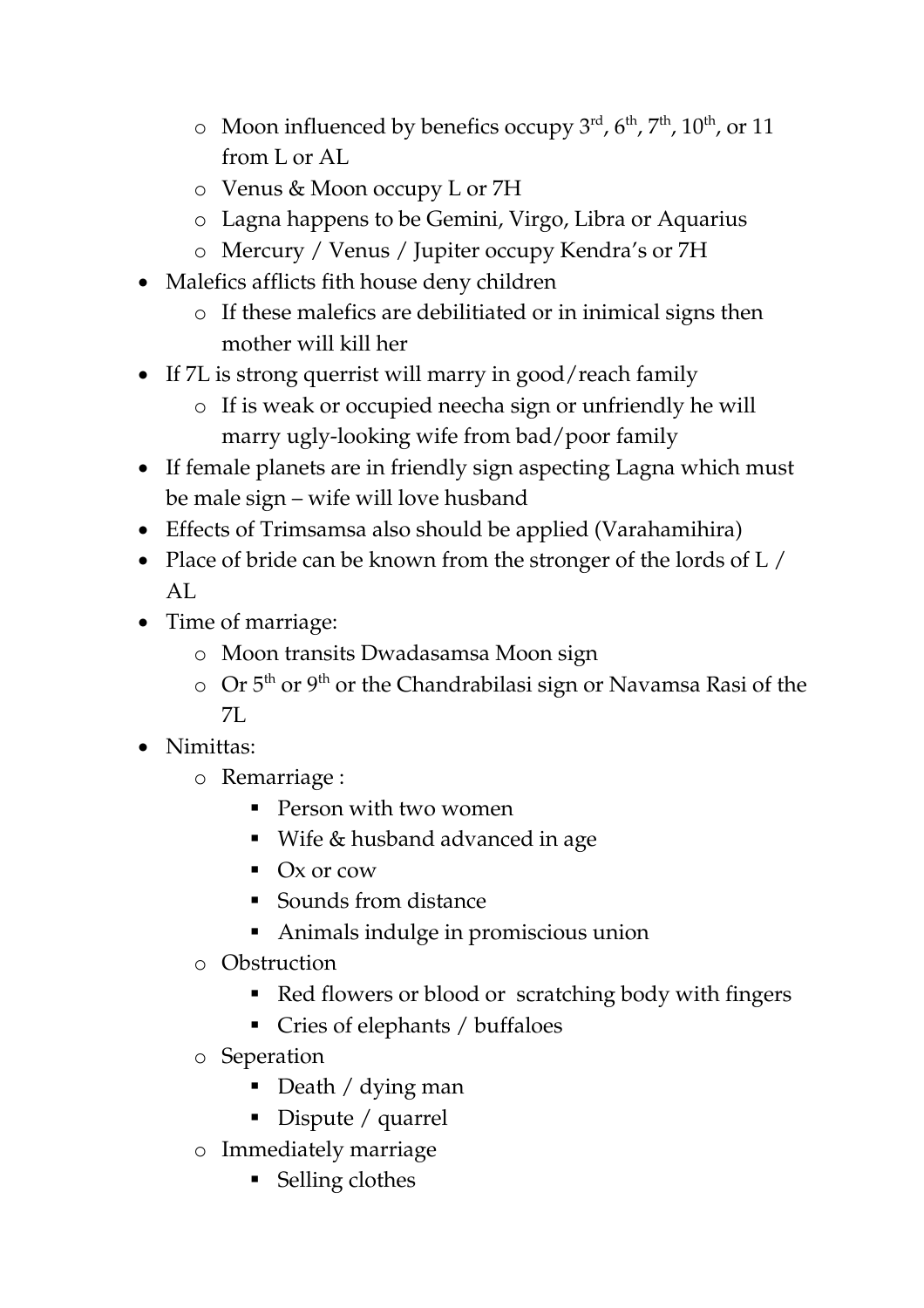- Moon influenced by benefics occupy 3rd, 6th, 7th, 10th, or 11 from L or AL
  - Venus & Moon occupy L or 7H
  - Lagna happens to be Gemini, Virgo, Libra or Aquarius
  - Mercury / Venus / Jupiter occupy Kendra's or 7H
- Malefics afflicts fith house deny children
  - If these malefics are debilitiated or in inimical signs then mother will kill her
- If 7L is strong querrist will marry in good/reach family
  - If is weak or occupied neecha sign or unfriendly he will marry ugly-looking wife from bad/poor family
- If female planets are in friendly sign aspecting Lagna which must be male sign – wife will love husband
- Effects of Trimsamsa also should be applied (Varahamihira)
- Place of bride can be known from the stronger of the lords of L / AL
- Time of marriage:
  - Moon transits Dwadasamsa Moon sign
  - Or 5th or 9th or the Chandrabilasi sign or Navamsa Rasi of the 7L
- Nimittas:
  - Remarriage :
    - Person with two women
    - Wife & husband advanced in age
    - Ox or cow
    - Sounds from distance
    - Animals indulge in promiscious union
  - Obstruction
    - Red flowers or blood or scratching body with fingers
    - Cries of elephants / buffaloes
  - Seperation
    - Death / dying man
    - Dispute / quarrel
  - Immediately marriage
    - Selling clothes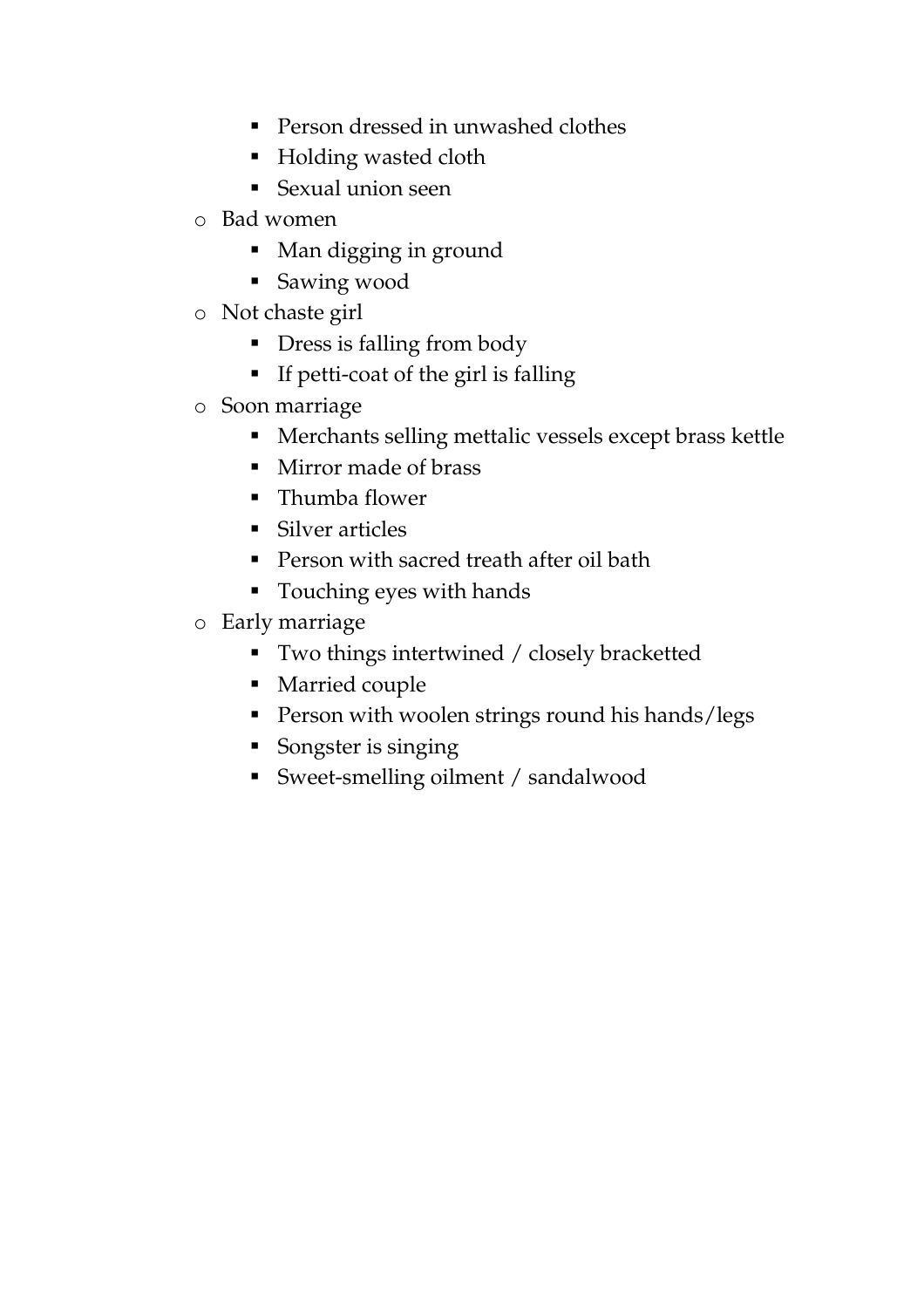- Person dressed in unwashed clothes
    - Holding wasted cloth
    - Sexual union seen
  - Bad women
    - Man digging in ground
    - Sawing wood
  - Not chaste girl
    - Dress is falling from body
    - If petti-coat of the girl is falling
  - Soon marriage
    - Merchants selling mettalic vessels except brass kettle
    - Mirror made of brass
    - Thumba flower
    - Silver articles
    - Person with sacred treath after oil bath
    - Touching eyes with hands
  - Early marriage
    - Two things intertwined / closely bracketted
    - Married couple
    - Person with woolen strings round his hands/legs
    - Songster is singing
    - Sweet-smelling oilment / sandalwood